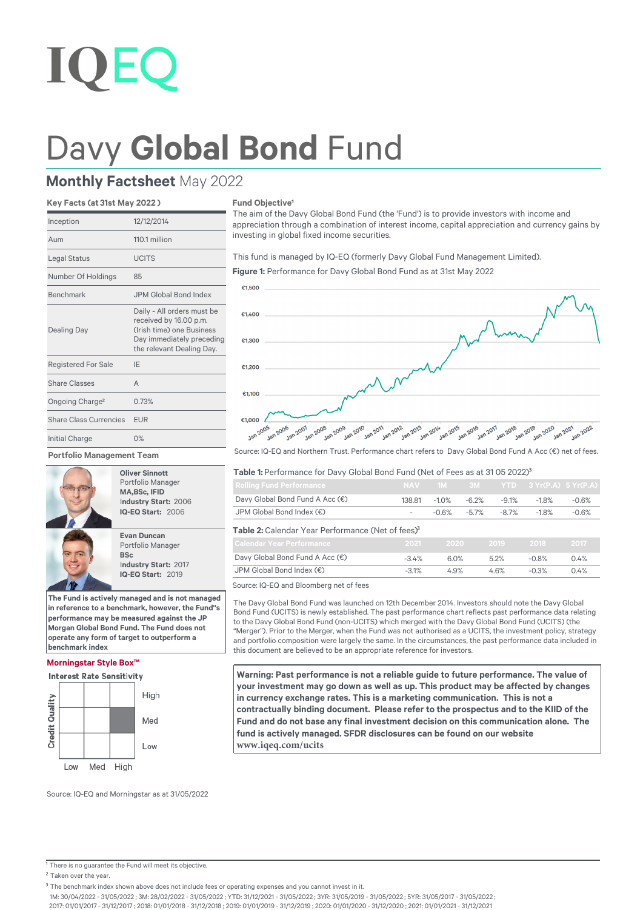# Davy **Global Bond** Fund

## **Monthly Factsheet** May 2022

### Key Facts (at 31st May 2022 )

| | |
|---|---|
| Inception | 12/12/2014 |
| Aum | 110.1 million |
| Legal Status | UCITS |
| Number Of Holdings | 85 |
| Benchmark | JPM Global Bond Index |
| Dealing Day | Daily - All orders must be received by 16.00 p.m. (Irish time) one Business Day immediately preceding the relevant Dealing Day. |
| Registered For Sale | IE |
| Share Classes | A |
| Ongoing Charge[2] | 0.73% |
| Share Class Currencies | EUR |
| Initial Charge | 0% |

### Portfolio Management Team

**Oliver Sinnott**
Portfolio Manager
**MA,BSc, IFID**
**Industry Start:** 2006
**IQ-EQ Start:** 2006

**Evan Duncan**
Portfolio Manager
**BSc**
**Industry Start:** 2017
**IQ-EQ Start:** 2019

**The Fund is actively managed and is not managed in reference to a benchmark, however, the Fund"s performance may be measured against the JP Morgan Global Bond Fund. The Fund does not operate any form of target to outperform a benchmark index**

### Morningstar Style Box™

Interest Rate Sensitivity: Low, Med, High
Credit Quality: High, Med, Low

(Highlighted: Interest Rate Sensitivity High, Credit Quality Med)

Source: IQ-EQ and Morningstar as at 31/05/2022

### Fund Objective[1]

The aim of the Davy Global Bond Fund (the 'Fund') is to provide investors with income and appreciation through a combination of interest income, capital appreciation and currency gains by investing in global fixed income securities.

This fund is managed by IQ-EQ (formerly Davy Global Fund Management Limited).

**Figure 1:** Performance for Davy Global Bond Fund as at 31st May 2022

Source: IQ-EQ and Northern Trust. Performance chart refers to Davy Global Bond Fund A Acc (€) net of fees.

**Table 1:** Performance for Davy Global Bond Fund (Net of Fees as at 31 05 2022)[3]

| Rolling Fund Performance | NAV | 1M | 3M | YTD | 3 Yr(P.A) | 5 Yr(P.A) |
|---|---|---|---|---|---|---|
| Davy Global Bond Fund A Acc (€) | 138.81 | -1.0% | -6.2% | -9.1% | -1.8% | -0.6% |
| JPM Global Bond Index (€) | - | -0.6% | -5.7% | -8.7% | -1.8% | -0.6% |

**Table 2:** Calendar Year Performance (Net of fees)[3]

| Calendar Year Performance | 2021 | 2020 | 2019 | 2018 | 2017 |
|---|---|---|---|---|---|
| Davy Global Bond Fund A Acc (€) | -3.4% | 6.0% | 5.2% | -0.8% | 0.4% |
| JPM Global Bond Index (€) | -3.1% | 4.9% | 4.6% | -0.3% | 0.4% |

Source: IQ-EQ and Bloomberg net of fees

The Davy Global Bond Fund was launched on 12th December 2014. Investors should note the Davy Global Bond Fund (UCITS) is newly established. The past performance chart reflects past performance data relating to the Davy Global Bond Fund (non-UCITS) which merged with the Davy Global Bond Fund (UCITS) (the "Merger"). Prior to the Merger, when the Fund was not authorised as a UCITS, the investment policy, strategy and portfolio composition were largely the same. In the circumstances, the past performance data included in this document are believed to be an appropriate reference for investors.

**Warning: Past performance is not a reliable guide to future performance. The value of your investment may go down as well as up. This product may be affected by changes in currency exchange rates. This is a marketing communication. This is not a contractually binding document. Please refer to the prospectus and to the KIID of the Fund and do not base any final investment decision on this communication alone. The fund is actively managed. SFDR disclosures can be found on our website www.iqeq.com/ucits**

---

[1] There is no guarantee the Fund will meet its objective.
[2] Taken over the year.
[3] The benchmark index shown above does not include fees or operating expenses and you cannot invest in it.
1M: 30/04/2022 - 31/05/2022 ; 3M: 28/02/2022 - 31/05/2022 ; YTD: 31/12/2021 - 31/05/2022 ; 3YR: 31/05/2019 - 31/05/2022 ; 5YR: 31/05/2017 - 31/05/2022 ; 2017: 01/01/2017 - 31/12/2017 ; 2018: 01/01/2018 - 31/12/2018 ; 2019: 01/01/2019 - 31/12/2019 ; 2020: 01/01/2020 - 31/12/2020 ; 2021: 01/01/2021 - 31/12/2021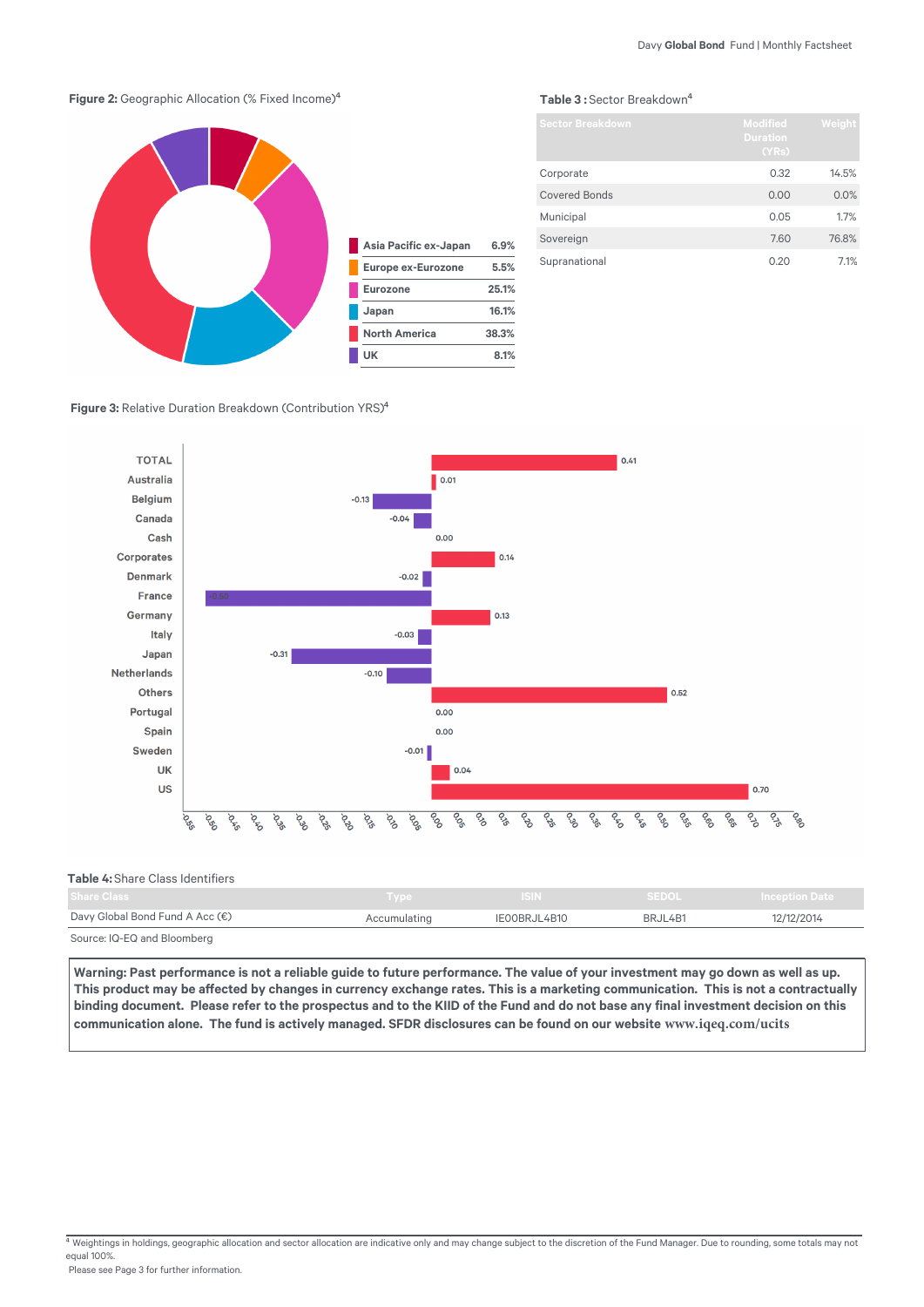**Figure 2:** Geographic Allocation (% Fixed Income)[4]

| Region | % |
|---|---|
| Asia Pacific ex-Japan | 6.9% |
| Europe ex-Eurozone | 5.5% |
| Eurozone | 25.1% |
| Japan | 16.1% |
| North America | 38.3% |
| UK | 8.1% |

**Table 3 :** Sector Breakdown[4]

| Sector Breakdown | Modified Duration (YRs) | Weight |
|---|---|---|
| Corporate | 0.32 | 14.5% |
| Covered Bonds | 0.00 | 0.0% |
| Municipal | 0.05 | 1.7% |
| Sovereign | 7.60 | 76.8% |
| Supranational | 0.20 | 7.1% |

**Figure 3:** Relative Duration Breakdown (Contribution YRS)[4]

| | Contribution YRS |
|---|---|
| TOTAL | 0.41 |
| Australia | 0.01 |
| Belgium | -0.13 |
| Canada | -0.04 |
| Cash | 0.00 |
| Corporates | 0.14 |
| Denmark | -0.02 |
| France | -0.50 |
| Germany | 0.13 |
| Italy | -0.03 |
| Japan | -0.31 |
| Netherlands | -0.10 |
| Others | 0.52 |
| Portugal | 0.00 |
| Spain | 0.00 |
| Sweden | -0.01 |
| UK | 0.04 |
| US | 0.70 |

**Table 4:** Share Class Identifiers

| Share Class | Type | ISIN | SEDOL | Inception Date |
|---|---|---|---|---|
| Davy Global Bond Fund A Acc (€) | Accumulating | IE00BRJL4B10 | BRJL4B1 | 12/12/2014 |

Source: IQ-EQ and Bloomberg

**Warning: Past performance is not a reliable guide to future performance. The value of your investment may go down as well as up. This product may be affected by changes in currency exchange rates. This is a marketing communication. This is not a contractually binding document. Please refer to the prospectus and to the KIID of the Fund and do not base any final investment decision on this communication alone. The fund is actively managed. SFDR disclosures can be found on our website www.iqeq.com/ucits**

[4] Weightings in holdings, geographic allocation and sector allocation are indicative only and may change subject to the discretion of the Fund Manager. Due to rounding, some totals may not equal 100%.
Please see Page 3 for further information.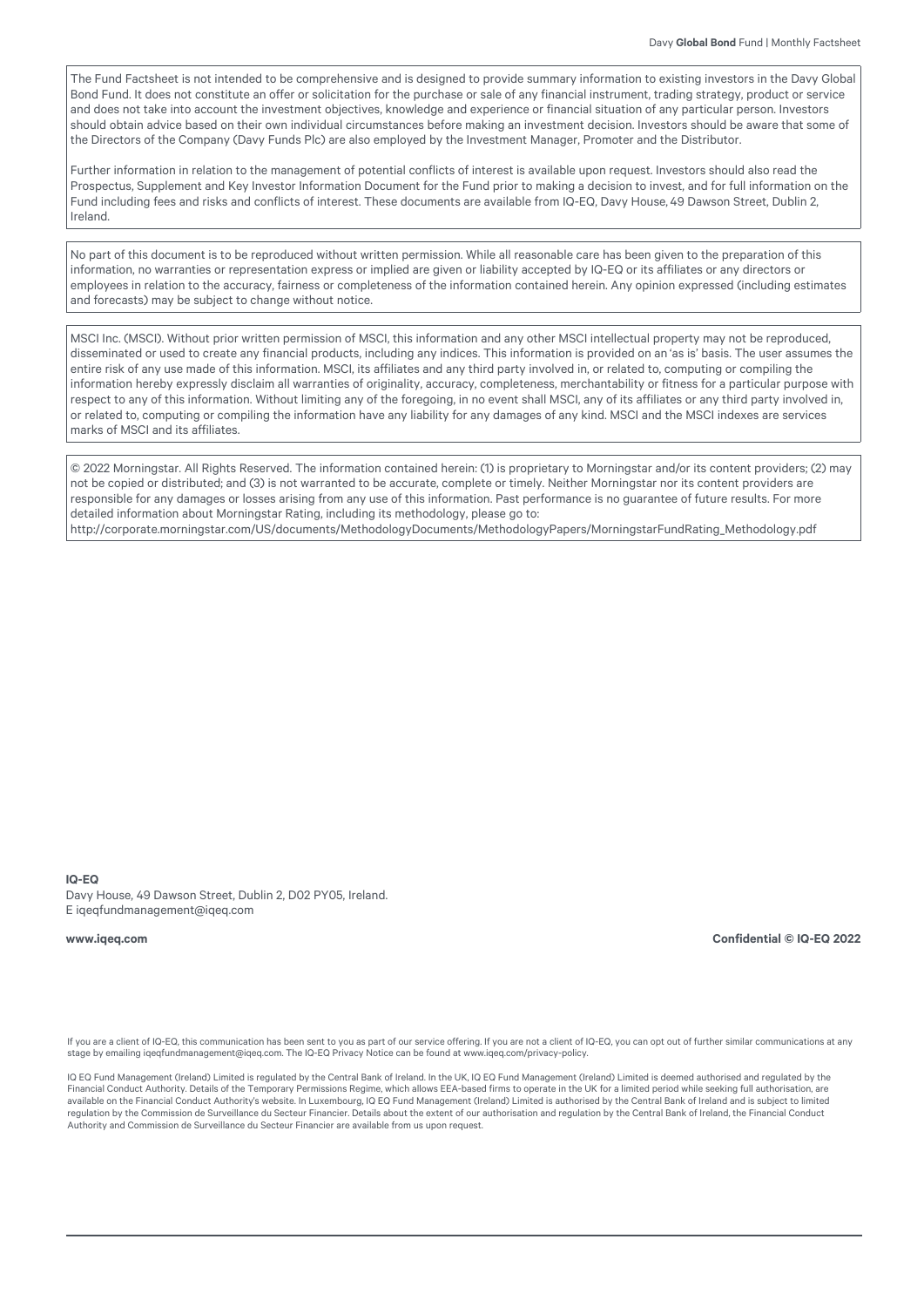The Fund Factsheet is not intended to be comprehensive and is designed to provide summary information to existing investors in the Davy Global Bond Fund. It does not constitute an offer or solicitation for the purchase or sale of any financial instrument, trading strategy, product or service and does not take into account the investment objectives, knowledge and experience or financial situation of any particular person. Investors should obtain advice based on their own individual circumstances before making an investment decision. Investors should be aware that some of the Directors of the Company (Davy Funds Plc) are also employed by the Investment Manager, Promoter and the Distributor.

Further information in relation to the management of potential conflicts of interest is available upon request. Investors should also read the Prospectus, Supplement and Key Investor Information Document for the Fund prior to making a decision to invest, and for full information on the Fund including fees and risks and conflicts of interest. These documents are available from IQ-EQ, Davy House, 49 Dawson Street, Dublin 2, Ireland.

No part of this document is to be reproduced without written permission. While all reasonable care has been given to the preparation of this information, no warranties or representation express or implied are given or liability accepted by IQ-EQ or its affiliates or any directors or employees in relation to the accuracy, fairness or completeness of the information contained herein. Any opinion expressed (including estimates and forecasts) may be subject to change without notice.

MSCI Inc. (MSCI). Without prior written permission of MSCI, this information and any other MSCI intellectual property may not be reproduced, disseminated or used to create any financial products, including any indices. This information is provided on an 'as is' basis. The user assumes the entire risk of any use made of this information. MSCI, its affiliates and any third party involved in, or related to, computing or compiling the information hereby expressly disclaim all warranties of originality, accuracy, completeness, merchantability or fitness for a particular purpose with respect to any of this information. Without limiting any of the foregoing, in no event shall MSCI, any of its affiliates or any third party involved in, or related to, computing or compiling the information have any liability for any damages of any kind. MSCI and the MSCI indexes are services marks of MSCI and its affiliates.

© 2022 Morningstar. All Rights Reserved. The information contained herein: (1) is proprietary to Morningstar and/or its content providers; (2) may not be copied or distributed; and (3) is not warranted to be accurate, complete or timely. Neither Morningstar nor its content providers are responsible for any damages or losses arising from any use of this information. Past performance is no guarantee of future results. For more detailed information about Morningstar Rating, including its methodology, please go to:
http://corporate.morningstar.com/US/documents/MethodologyDocuments/MethodologyPapers/MorningstarFundRating_Methodology.pdf

**IQ-EQ**
Davy House, 49 Dawson Street, Dublin 2, D02 PY05, Ireland.
E iqeqfundmanagement@iqeq.com

**www.iqeq.com**

**Confidential © IQ-EQ 2022**

If you are a client of IQ-EQ, this communication has been sent to you as part of our service offering. If you are not a client of IQ-EQ, you can opt out of further similar communications at any stage by emailing iqeqfundmanagement@iqeq.com. The IQ-EQ Privacy Notice can be found at www.iqeq.com/privacy-policy.

IQ EQ Fund Management (Ireland) Limited is regulated by the Central Bank of Ireland. In the UK, IQ EQ Fund Management (Ireland) Limited is deemed authorised and regulated by the Financial Conduct Authority. Details of the Temporary Permissions Regime, which allows EEA-based firms to operate in the UK for a limited period while seeking full authorisation, are available on the Financial Conduct Authority's website. In Luxembourg, IQ EQ Fund Management (Ireland) Limited is authorised by the Central Bank of Ireland and is subject to limited regulation by the Commission de Surveillance du Secteur Financier. Details about the extent of our authorisation and regulation by the Central Bank of Ireland, the Financial Conduct Authority and Commission de Surveillance du Secteur Financier are available from us upon request.